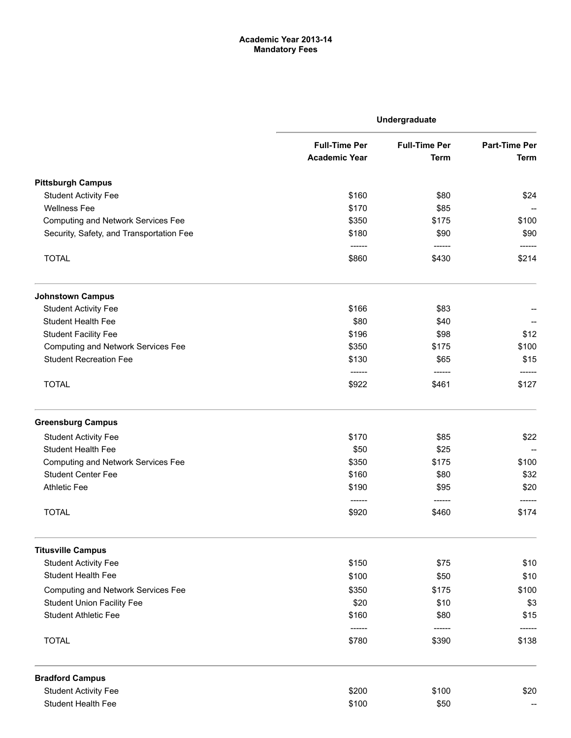**Academic Year 2013-14**
**Mandatory Fees**

| | Undergraduate | | |
|---|---|---|---|
| | Full-Time Per Academic Year | Full-Time Per Term | Part-Time Per Term |
| **Pittsburgh Campus** | | | |
| Student Activity Fee | $160 | $80 | $24 |
| Wellness Fee | $170 | $85 | -- |
| Computing and Network Services Fee | $350 | $175 | $100 |
| Security, Safety, and Transportation Fee | $180 | $90 | $90 |
| | ------ | ------ | ------ |
| TOTAL | $860 | $430 | $214 |
| **Johnstown Campus** | | | |
| Student Activity Fee | $166 | $83 | -- |
| Student Health Fee | $80 | $40 | -- |
| Student Facility Fee | $196 | $98 | $12 |
| Computing and Network Services Fee | $350 | $175 | $100 |
| Student Recreation Fee | $130 | $65 | $15 |
| | ------ | ------ | ------ |
| TOTAL | $922 | $461 | $127 |
| **Greensburg Campus** | | | |
| Student Activity Fee | $170 | $85 | $22 |
| Student Health Fee | $50 | $25 | -- |
| Computing and Network Services Fee | $350 | $175 | $100 |
| Student Center Fee | $160 | $80 | $32 |
| Athletic Fee | $190 | $95 | $20 |
| | ------ | ------ | ------ |
| TOTAL | $920 | $460 | $174 |
| **Titusville Campus** | | | |
| Student Activity Fee | $150 | $75 | $10 |
| Student Health Fee | $100 | $50 | $10 |
| Computing and Network Services Fee | $350 | $175 | $100 |
| Student Union Facility Fee | $20 | $10 | $3 |
| Student Athletic Fee | $160 | $80 | $15 |
| | ------ | ------ | ------ |
| TOTAL | $780 | $390 | $138 |
| **Bradford Campus** | | | |
| Student Activity Fee | $200 | $100 | $20 |
| Student Health Fee | $100 | $50 | -- |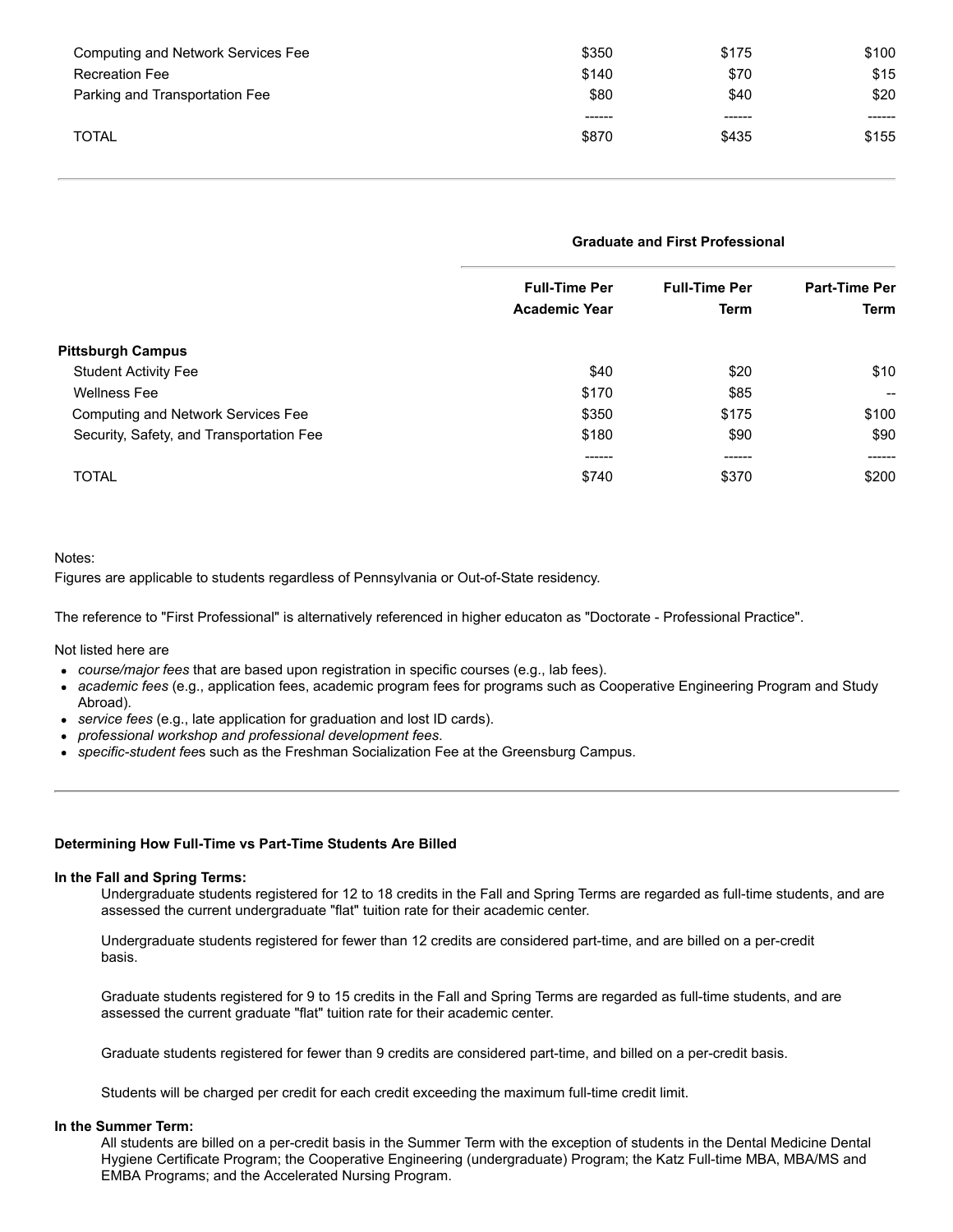| | | | |
|---|---|---|---|
| Computing and Network Services Fee | $350 | $175 | $100 |
| Recreation Fee | $140 | $70 | $15 |
| Parking and Transportation Fee | $80 | $40 | $20 |
| | ------ | ------ | ------ |
| TOTAL | $870 | $435 | $155 |

| | Graduate and First Professional | | |
|---|---|---|---|
| | Full-Time Per Academic Year | Full-Time Per Term | Part-Time Per Term |
| **Pittsburgh Campus** | | | |
| Student Activity Fee | $40 | $20 | $10 |
| Wellness Fee | $170 | $85 | -- |
| Computing and Network Services Fee | $350 | $175 | $100 |
| Security, Safety, and Transportation Fee | $180 | $90 | $90 |
| | ------ | ------ | ------ |
| TOTAL | $740 | $370 | $200 |

Notes:
Figures are applicable to students regardless of Pennsylvania or Out-of-State residency.

The reference to "First Professional" is alternatively referenced in higher educaton as "Doctorate - Professional Practice".

Not listed here are

- *course/major fees* that are based upon registration in specific courses (e.g., lab fees).
- *academic fees* (e.g., application fees, academic program fees for programs such as Cooperative Engineering Program and Study Abroad).
- *service fees* (e.g., late application for graduation and lost ID cards).
- *professional workshop and professional development fees*.
- *specific-student fee*s such as the Freshman Socialization Fee at the Greensburg Campus.

**Determining How Full-Time vs Part-Time Students Are Billed**

**In the Fall and Spring Terms:**

Undergraduate students registered for 12 to 18 credits in the Fall and Spring Terms are regarded as full-time students, and are assessed the current undergraduate "flat" tuition rate for their academic center.

Undergraduate students registered for fewer than 12 credits are considered part-time, and are billed on a per-credit basis.

Graduate students registered for 9 to 15 credits in the Fall and Spring Terms are regarded as full-time students, and are assessed the current graduate "flat" tuition rate for their academic center.

Graduate students registered for fewer than 9 credits are considered part-time, and billed on a per-credit basis.

Students will be charged per credit for each credit exceeding the maximum full-time credit limit.

**In the Summer Term:**

All students are billed on a per-credit basis in the Summer Term with the exception of students in the Dental Medicine Dental Hygiene Certificate Program; the Cooperative Engineering (undergraduate) Program; the Katz Full-time MBA, MBA/MS and EMBA Programs; and the Accelerated Nursing Program.